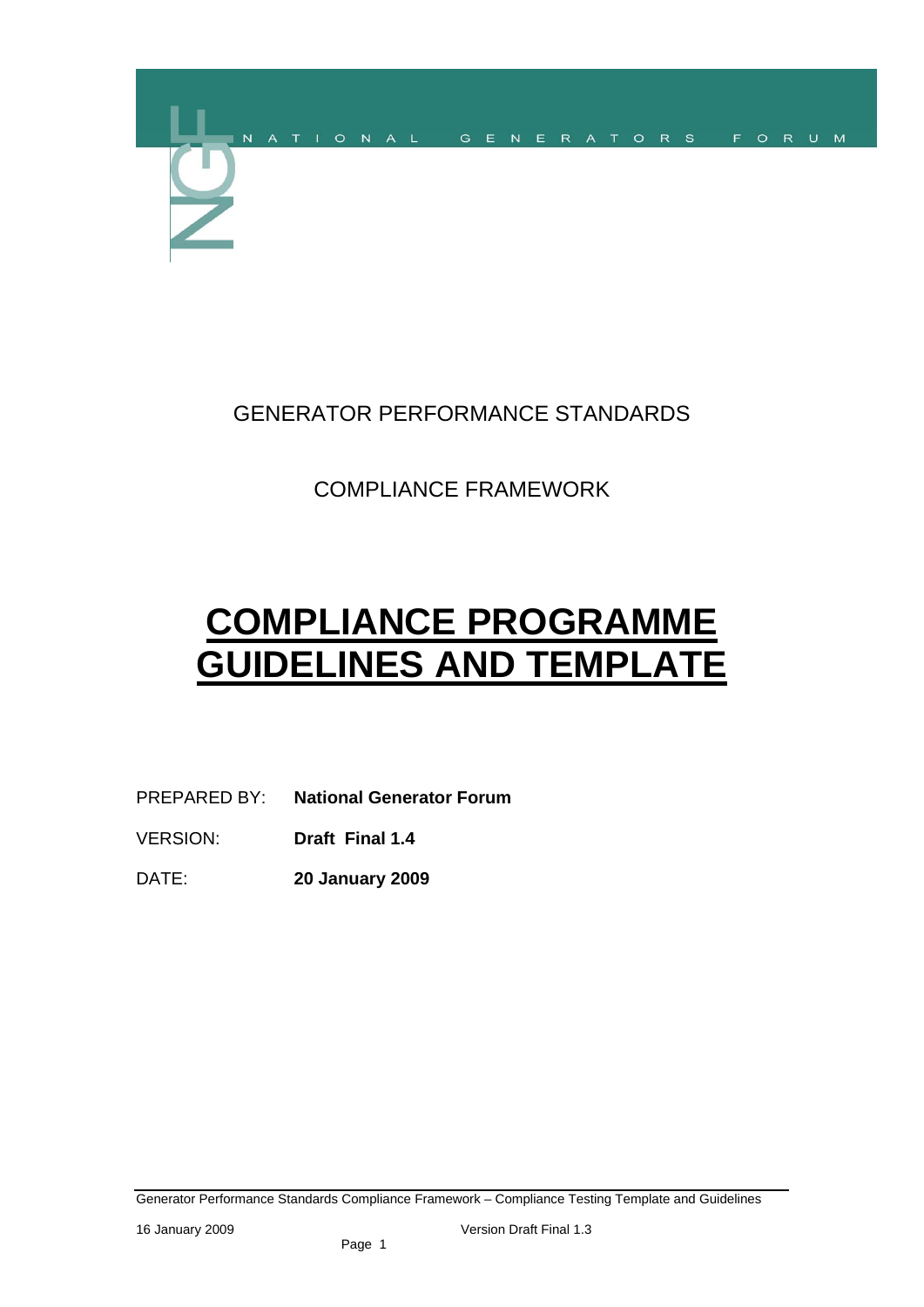NATIONAL GENERATORS FORUM

GENERATOR PERFORMANCE STANDARDS

COMPLIANCE FRAMEWORK

# COMPLIANCE PROGRAMME GUIDELINES AND TEMPLATE

PREPARED BY: **National Generator Forum**

VERSION: **Draft Final 1.4**

DATE: **20 January 2009**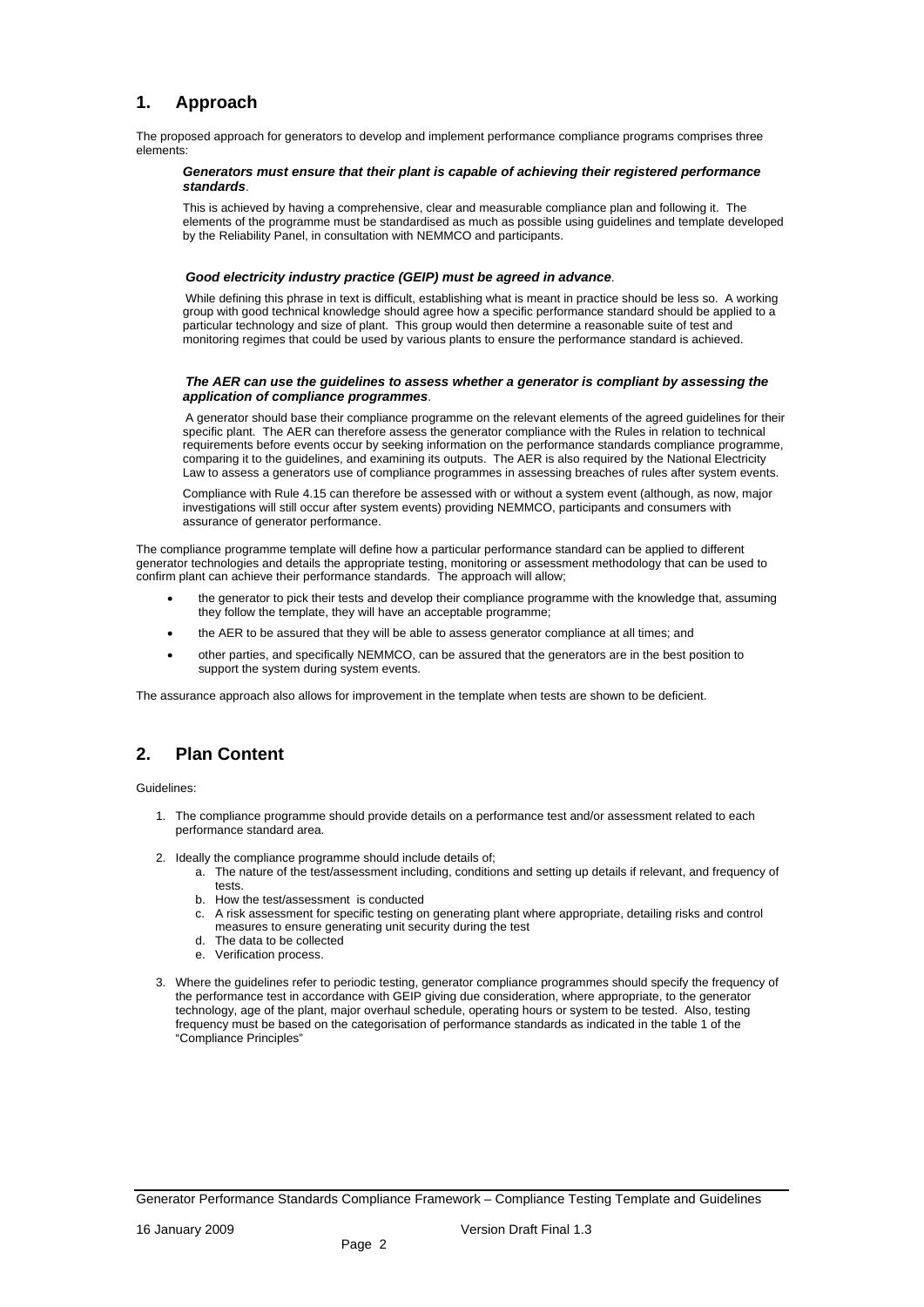## 1. Approach

The proposed approach for generators to develop and implement performance compliance programs comprises three elements:

> ***Generators must ensure that their plant is capable of achieving their registered performance standards***.
>
> This is achieved by having a comprehensive, clear and measurable compliance plan and following it. The elements of the programme must be standardised as much as possible using guidelines and template developed by the Reliability Panel, in consultation with NEMMCO and participants.
>
> ***Good electricity industry practice (GEIP) must be agreed in advance***.
>
> While defining this phrase in text is difficult, establishing what is meant in practice should be less so. A working group with good technical knowledge should agree how a specific performance standard should be applied to a particular technology and size of plant. This group would then determine a reasonable suite of test and monitoring regimes that could be used by various plants to ensure the performance standard is achieved.
>
> ***The AER can use the guidelines to assess whether a generator is compliant by assessing the application of compliance programmes***.
>
> A generator should base their compliance programme on the relevant elements of the agreed guidelines for their specific plant. The AER can therefore assess the generator compliance with the Rules in relation to technical requirements before events occur by seeking information on the performance standards compliance programme, comparing it to the guidelines, and examining its outputs. The AER is also required by the National Electricity Law to assess a generators use of compliance programmes in assessing breaches of rules after system events.
>
> Compliance with Rule 4.15 can therefore be assessed with or without a system event (although, as now, major investigations will still occur after system events) providing NEMMCO, participants and consumers with assurance of generator performance.

The compliance programme template will define how a particular performance standard can be applied to different generator technologies and details the appropriate testing, monitoring or assessment methodology that can be used to confirm plant can achieve their performance standards. The approach will allow;

- the generator to pick their tests and develop their compliance programme with the knowledge that, assuming they follow the template, they will have an acceptable programme;
- the AER to be assured that they will be able to assess generator compliance at all times; and
- other parties, and specifically NEMMCO, can be assured that the generators are in the best position to support the system during system events.

The assurance approach also allows for improvement in the template when tests are shown to be deficient.

## 2. Plan Content

Guidelines:

1. The compliance programme should provide details on a performance test and/or assessment related to each performance standard area.
2. Ideally the compliance programme should include details of;
   a. The nature of the test/assessment including, conditions and setting up details if relevant, and frequency of tests.
   b. How the test/assessment is conducted
   c. A risk assessment for specific testing on generating plant where appropriate, detailing risks and control measures to ensure generating unit security during the test
   d. The data to be collected
   e. Verification process.
3. Where the guidelines refer to periodic testing, generator compliance programmes should specify the frequency of the performance test in accordance with GEIP giving due consideration, where appropriate, to the generator technology, age of the plant, major overhaul schedule, operating hours or system to be tested. Also, testing frequency must be based on the categorisation of performance standards as indicated in the table 1 of the "Compliance Principles"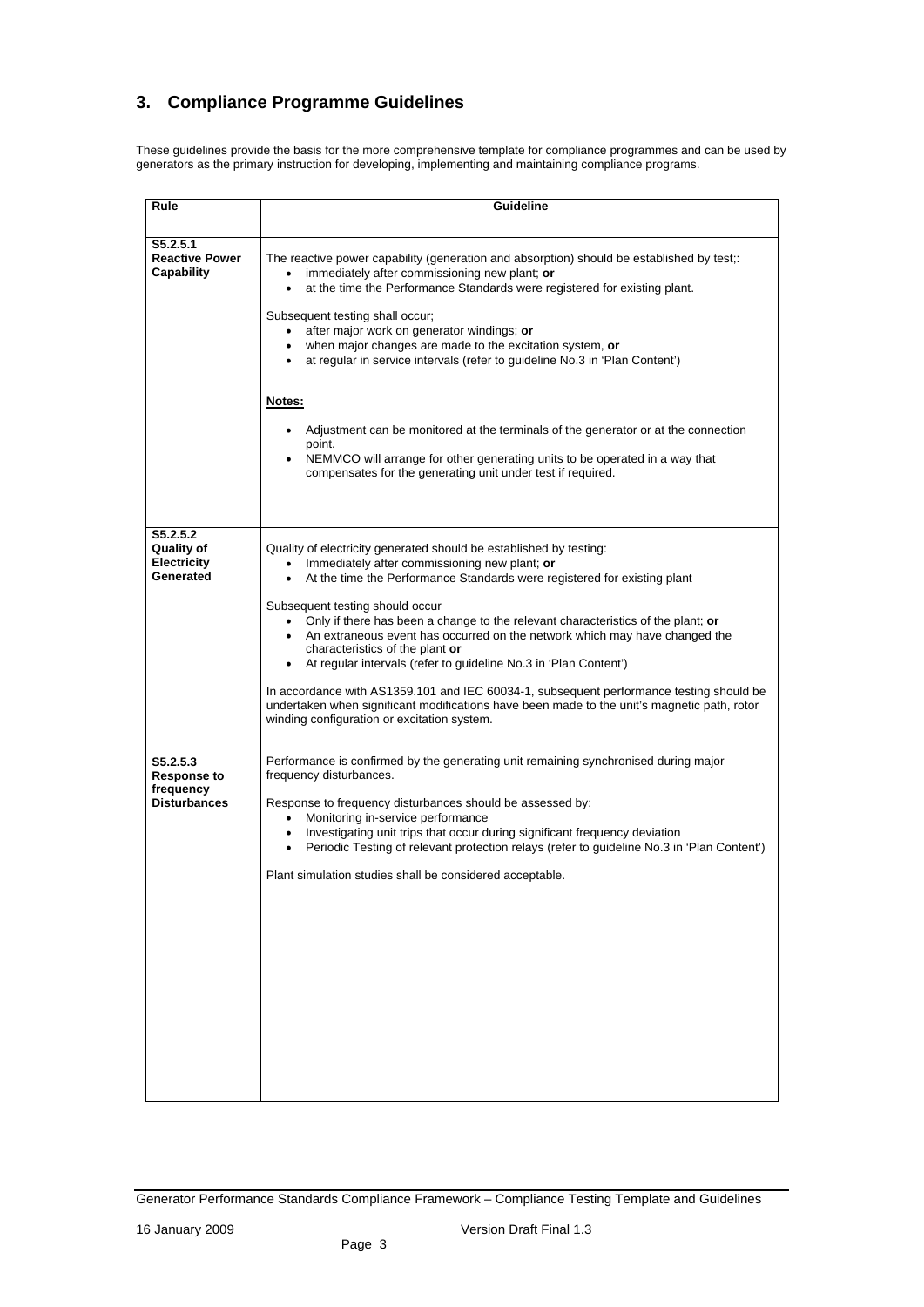## 3. Compliance Programme Guidelines

These guidelines provide the basis for the more comprehensive template for compliance programmes and can be used by generators as the primary instruction for developing, implementing and maintaining compliance programs.

| Rule | Guideline |
|---|---|
| **S5.2.5.1 Reactive Power Capability** | The reactive power capability (generation and absorption) should be established by test;: <br>• immediately after commissioning new plant; **or** <br>• at the time the Performance Standards were registered for existing plant. <br><br>Subsequent testing shall occur; <br>• after major work on generator windings; **or** <br>• when major changes are made to the excitation system, **or** <br>• at regular in service intervals (refer to guideline No.3 in 'Plan Content') <br><br>**<u>Notes:</u>** <br><br>• Adjustment can be monitored at the terminals of the generator or at the connection point. <br>• NEMMCO will arrange for other generating units to be operated in a way that compensates for the generating unit under test if required. |
| **S5.2.5.2 Quality of Electricity Generated** | Quality of electricity generated should be established by testing: <br>• Immediately after commissioning new plant; **or** <br>• At the time the Performance Standards were registered for existing plant <br><br>Subsequent testing should occur <br>• Only if there has been a change to the relevant characteristics of the plant; **or** <br>• An extraneous event has occurred on the network which may have changed the characteristics of the plant **or** <br>• At regular intervals (refer to guideline No.3 in 'Plan Content') <br><br>In accordance with AS1359.101 and IEC 60034-1, subsequent performance testing should be undertaken when significant modifications have been made to the unit's magnetic path, rotor winding configuration or excitation system. |
| **S5.2.5.3 Response to frequency Disturbances** | Performance is confirmed by the generating unit remaining synchronised during major frequency disturbances. <br><br>Response to frequency disturbances should be assessed by: <br>• Monitoring in-service performance <br>• Investigating unit trips that occur during significant frequency deviation <br>• Periodic Testing of relevant protection relays (refer to guideline No.3 in 'Plan Content') <br><br>Plant simulation studies shall be considered acceptable. |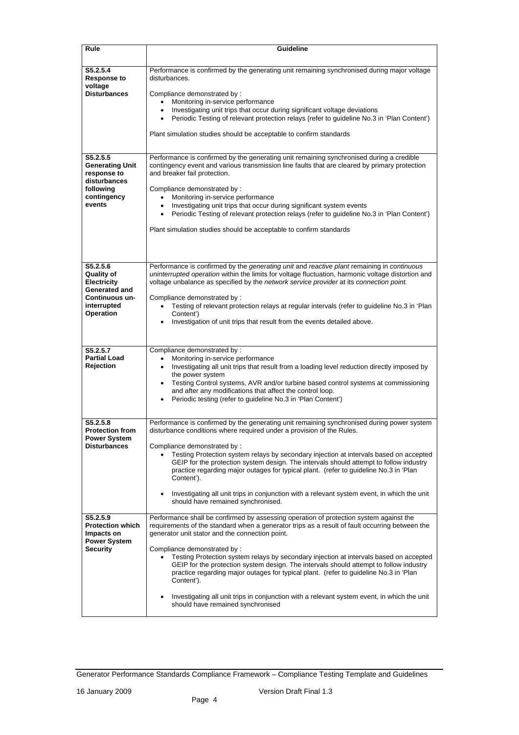| Rule | Guideline |
|---|---|
| **S5.2.5.4 Response to voltage Disturbances** | Performance is confirmed by the generating unit remaining synchronised during major voltage disturbances.<br><br>Compliance demonstrated by :<br>• Monitoring in-service performance<br>• Investigating unit trips that occur during significant voltage deviations<br>• Periodic Testing of relevant protection relays (refer to guideline No.3 in 'Plan Content')<br><br>Plant simulation studies should be acceptable to confirm standards |
| **S5.2.5.5 Generating Unit response to disturbances following contingency events** | Performance is confirmed by the generating unit remaining synchronised during a credible contingency event and various transmission line faults that are cleared by primary protection and breaker fail protection.<br><br>Compliance demonstrated by :<br>• Monitoring in-service performance<br>• Investigating unit trips that occur during significant system events<br>• Periodic Testing of relevant protection relays (refer to guideline No.3 in 'Plan Content')<br><br>Plant simulation studies should be acceptable to confirm standards |
| **S5.2.5.6 Quality of Electricity Generated and Continuous un-interrupted Operation** | Performance is confirmed by the *generating unit* and *reactive plant* remaining in *continuous uninterrupted operation* within the limits for voltage fluctuation, harmonic voltage distortion and voltage unbalance as specified by the *network service provider* at its *connection point.*<br><br>Compliance demonstrated by :<br>• Testing of relevant protection relays at regular intervals (refer to guideline No.3 in 'Plan Content')<br>• Investigation of unit trips that result from the events detailed above. |
| **S5.2.5.7 Partial Load Rejection** | Compliance demonstrated by :<br>• Monitoring in-service performance<br>• Investigating all unit trips that result from a loading level reduction directly imposed by the power system<br>• Testing Control systems, AVR and/or turbine based control systems at commissioning and after any modifications that affect the control loop.<br>• Periodic testing (refer to guideline No.3 in 'Plan Content') |
| **S5.2.5.8 Protection from Power System Disturbances** | Performance is confirmed by the generating unit remaining synchronised during power system disturbance conditions where required under a provision of the Rules.<br><br>Compliance demonstrated by :<br>• Testing Protection system relays by secondary injection at intervals based on accepted GEIP for the protection system design. The intervals should attempt to follow industry practice regarding major outages for typical plant. (refer to guideline No.3 in 'Plan Content').<br><br>• Investigating all unit trips in conjunction with a relevant system event, in which the unit should have remained synchronised. |
| **S5.2.5.9 Protection which Impacts on Power System Security** | Performance shall be confirmed by assessing operation of protection system against the requirements of the standard when a generator trips as a result of fault occurring between the generator unit stator and the connection point.<br><br>Compliance demonstrated by :<br>• Testing Protection system relays by secondary injection at intervals based on accepted GEIP for the protection system design. The intervals should attempt to follow industry practice regarding major outages for typical plant. (refer to guideline No.3 in 'Plan Content').<br><br>• Investigating all unit trips in conjunction with a relevant system event, in which the unit should have remained synchronised |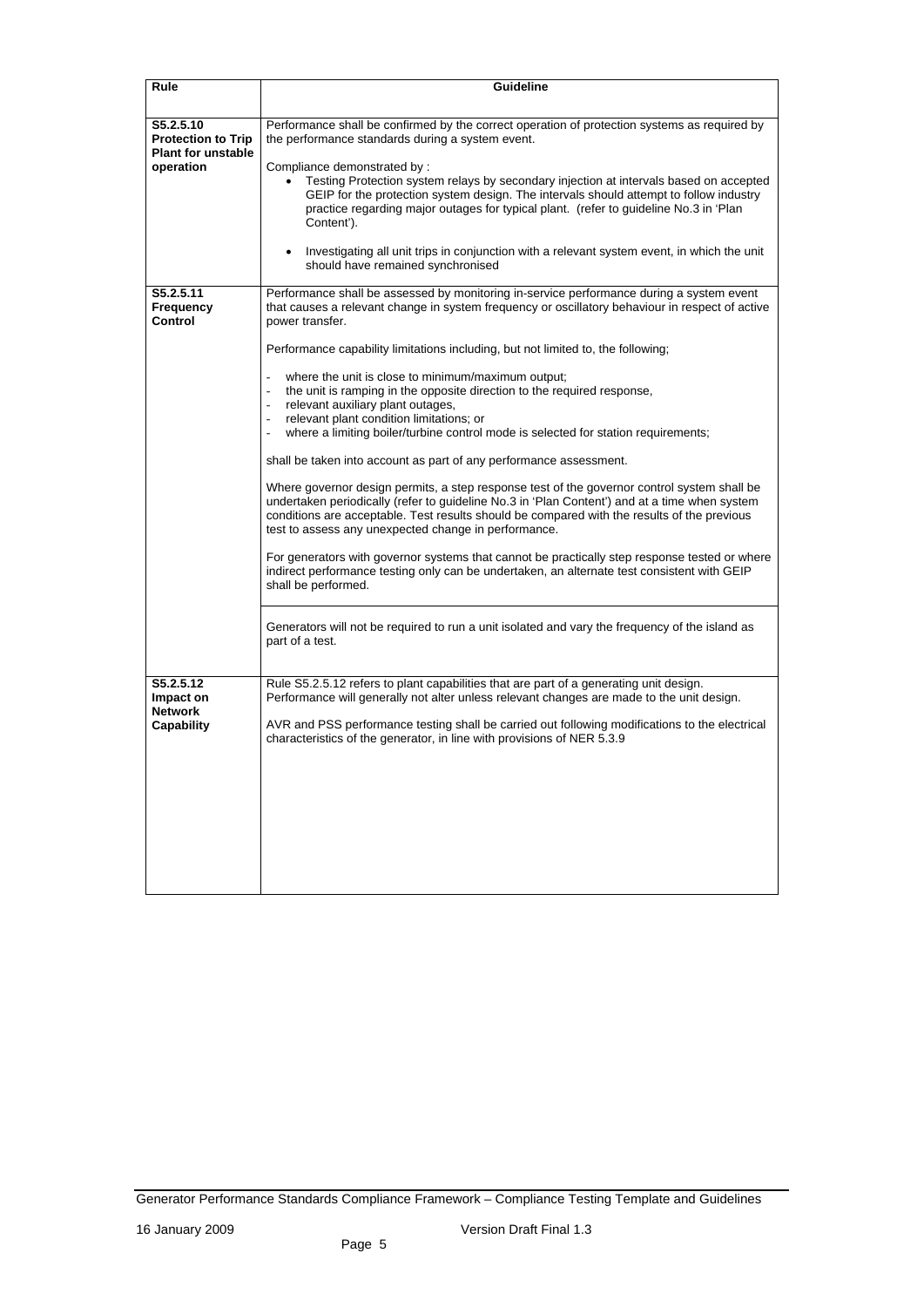| Rule | Guideline |
| --- | --- |
| **S5.2.5.10 Protection to Trip Plant for unstable operation** | Performance shall be confirmed by the correct operation of protection systems as required by the performance standards during a system event.<br><br>Compliance demonstrated by :<br>• Testing Protection system relays by secondary injection at intervals based on accepted GEIP for the protection system design. The intervals should attempt to follow industry practice regarding major outages for typical plant. (refer to guideline No.3 in 'Plan Content').<br>• Investigating all unit trips in conjunction with a relevant system event, in which the unit should have remained synchronised |
| **S5.2.5.11 Frequency Control** | Performance shall be assessed by monitoring in-service performance during a system event that causes a relevant change in system frequency or oscillatory behaviour in respect of active power transfer.<br><br>Performance capability limitations including, but not limited to, the following;<br><br>- where the unit is close to minimum/maximum output;<br>- the unit is ramping in the opposite direction to the required response,<br>- relevant auxiliary plant outages,<br>- relevant plant condition limitations; or<br>- where a limiting boiler/turbine control mode is selected for station requirements;<br><br>shall be taken into account as part of any performance assessment.<br><br>Where governor design permits, a step response test of the governor control system shall be undertaken periodically (refer to guideline No.3 in 'Plan Content') and at a time when system conditions are acceptable. Test results should be compared with the results of the previous test to assess any unexpected change in performance.<br><br>For generators with governor systems that cannot be practically step response tested or where indirect performance testing only can be undertaken, an alternate test consistent with GEIP shall be performed.<br><br>Generators will not be required to run a unit isolated and vary the frequency of the island as part of a test. |
| **S5.2.5.12 Impact on Network Capability** | Rule S5.2.5.12 refers to plant capabilities that are part of a generating unit design. Performance will generally not alter unless relevant changes are made to the unit design.<br><br>AVR and PSS performance testing shall be carried out following modifications to the electrical characteristics of the generator, in line with provisions of NER 5.3.9 |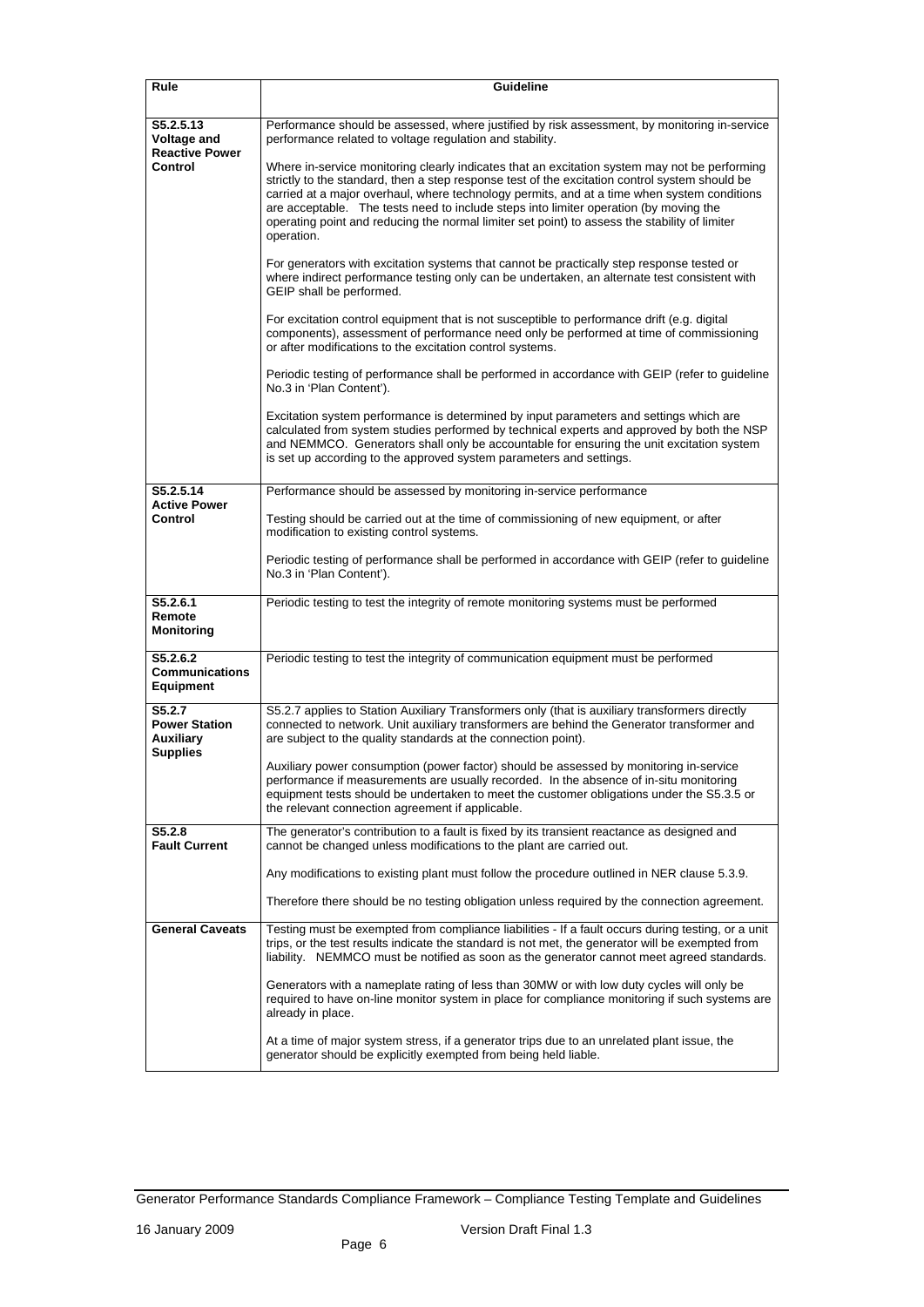| Rule | Guideline |
|---|---|
| **S5.2.5.13 Voltage and Reactive Power Control** | Performance should be assessed, where justified by risk assessment, by monitoring in-service performance related to voltage regulation and stability.<br><br>Where in-service monitoring clearly indicates that an excitation system may not be performing strictly to the standard, then a step response test of the excitation control system should be carried at a major overhaul, where technology permits, and at a time when system conditions are acceptable. The tests need to include steps into limiter operation (by moving the operating point and reducing the normal limiter set point) to assess the stability of limiter operation.<br><br>For generators with excitation systems that cannot be practically step response tested or where indirect performance testing only can be undertaken, an alternate test consistent with GEIP shall be performed.<br><br>For excitation control equipment that is not susceptible to performance drift (e.g. digital components), assessment of performance need only be performed at time of commissioning or after modifications to the excitation control systems.<br><br>Periodic testing of performance shall be performed in accordance with GEIP (refer to guideline No.3 in 'Plan Content').<br><br>Excitation system performance is determined by input parameters and settings which are calculated from system studies performed by technical experts and approved by both the NSP and NEMMCO. Generators shall only be accountable for ensuring the unit excitation system is set up according to the approved system parameters and settings. |
| **S5.2.5.14 Active Power Control** | Performance should be assessed by monitoring in-service performance<br><br>Testing should be carried out at the time of commissioning of new equipment, or after modification to existing control systems.<br><br>Periodic testing of performance shall be performed in accordance with GEIP (refer to guideline No.3 in 'Plan Content'). |
| **S5.2.6.1 Remote Monitoring** | Periodic testing to test the integrity of remote monitoring systems must be performed |
| **S5.2.6.2 Communications Equipment** | Periodic testing to test the integrity of communication equipment must be performed |
| **S5.2.7 Power Station Auxiliary Supplies** | S5.2.7 applies to Station Auxiliary Transformers only (that is auxiliary transformers directly connected to network. Unit auxiliary transformers are behind the Generator transformer and are subject to the quality standards at the connection point).<br><br>Auxiliary power consumption (power factor) should be assessed by monitoring in-service performance if measurements are usually recorded. In the absence of in-situ monitoring equipment tests should be undertaken to meet the customer obligations under the S5.3.5 or the relevant connection agreement if applicable. |
| **S5.2.8 Fault Current** | The generator's contribution to a fault is fixed by its transient reactance as designed and cannot be changed unless modifications to the plant are carried out.<br><br>Any modifications to existing plant must follow the procedure outlined in NER clause 5.3.9.<br><br>Therefore there should be no testing obligation unless required by the connection agreement. |
| **General Caveats** | Testing must be exempted from compliance liabilities - If a fault occurs during testing, or a unit trips, or the test results indicate the standard is not met, the generator will be exempted from liability. NEMMCO must be notified as soon as the generator cannot meet agreed standards.<br><br>Generators with a nameplate rating of less than 30MW or with low duty cycles will only be required to have on-line monitor system in place for compliance monitoring if such systems are already in place.<br><br>At a time of major system stress, if a generator trips due to an unrelated plant issue, the generator should be explicitly exempted from being held liable. |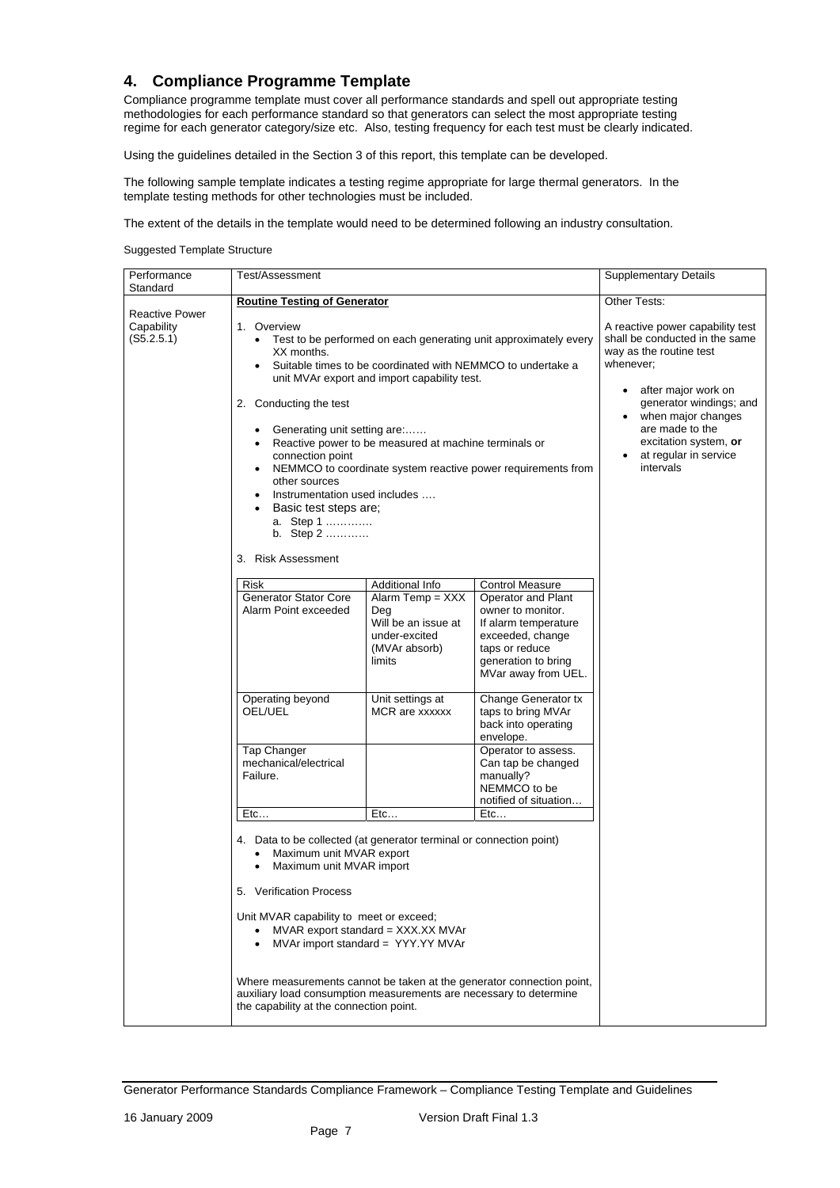## 4. Compliance Programme Template

Compliance programme template must cover all performance standards and spell out appropriate testing methodologies for each performance standard so that generators can select the most appropriate testing regime for each generator category/size etc. Also, testing frequency for each test must be clearly indicated.

Using the guidelines detailed in the Section 3 of this report, this template can be developed.

The following sample template indicates a testing regime appropriate for large thermal generators. In the template testing methods for other technologies must be included.

The extent of the details in the template would need to be determined following an industry consultation.

Suggested Template Structure

| Performance Standard | Test/Assessment | Supplementary Details |
|---|---|---|
| Reactive Power Capability (S5.2.5.1) | **Routine Testing of Generator**<br><br>1. Overview<br>• Test to be performed on each generating unit approximately every XX months.<br>• Suitable times to be coordinated with NEMMCO to undertake a unit MVAr export and import capability test.<br><br>2. Conducting the test<br>• Generating unit setting are:……<br>• Reactive power to be measured at machine terminals or connection point<br>• NEMMCO to coordinate system reactive power requirements from other sources<br>• Instrumentation used includes ….<br>• Basic test steps are;<br>a. Step 1 …………<br>b. Step 2 …………<br><br>3. Risk Assessment<br><br>**Risk** / **Additional Info** / **Control Measure**:<br>• Generator Stator Core Alarm Point exceeded / Alarm Temp = XXX Deg. Will be an issue at under-excited (MVAr absorb) limits / Operator and Plant owner to monitor. If alarm temperature exceeded, change taps or reduce generation to bring MVar away from UEL.<br>• Operating beyond OEL/UEL / Unit settings at MCR are xxxxxx / Change Generator tx taps to bring MVAr back into operating envelope.<br>• Tap Changer mechanical/electrical Failure. / – / Operator to assess. Can tap be changed manually? NEMMCO to be notified of situation…<br>• Etc… / Etc… / Etc…<br><br>4. Data to be collected (at generator terminal or connection point)<br>• Maximum unit MVAR export<br>• Maximum unit MVAR import<br><br>5. Verification Process<br><br>Unit MVAR capability to meet or exceed;<br>• MVAR export standard = XXX.XX MVAr<br>• MVAr import standard = YYY.YY MVAr<br><br>Where measurements cannot be taken at the generator connection point, auxiliary load consumption measurements are necessary to determine the capability at the connection point. | Other Tests:<br><br>A reactive power capability test shall be conducted in the same way as the routine test whenever;<br><br>• after major work on generator windings; and<br>• when major changes are made to the excitation system, **or**<br>• at regular in service intervals |